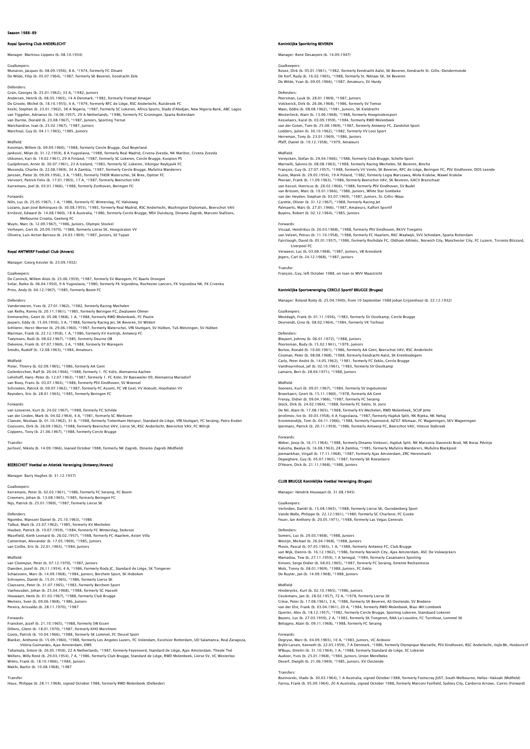# Season 1988–89

## Royal Sporting Club ANDERLECHT

Manager: Martinus Lippens (b. 08.10.1934)

Goalkeepers:
Munaron, Jacques (b. 08.09.1956), 8 A, *1974, formerly FC Dinant
De Wilde, Filip (b. 05.07.1964), *1987, formerly SK Beveren, Eendracht Zele

Defenders:
Grün, Georges (b. 25.01.1962), 33 A, *1982, Juniors
Andersen, Henrik (b. 08.05.1965), 14 A Denmark, *1982, formerly Fremad Amager
De Groote, Michel (b. 18.10.1955), 4 A, *1979, formerly RFC de Liège, RSC Anderlecht, Ruisbroek FC
Keshi, Stephen (b. 23.01.1962), 38 A Nigeria, *1987, formerly SC Lokeren, Africa Sports, Stade d'Abidjan, New Nigeria Bank, ABC Lagos
van Tiggelen, Adrianus (b. 16.06.1957), 29 A Netherlands, *1986, formerly FC Groningen, Sparta Rotterdam
van Durme, Donald (b. 23.08.1967), *1987, Juniors, Sporting Ternat
Marchandise, Ivan (b. 25.02.1967), *1987, Juniors
Marchoul, Guy (b. 04.11.1965), *1985, Juniors

Midfield:
Kooiman, Willem (b. 09.09.1960), *1988, formerly Cercle Brugge, Oud Beyerland
Janković, Milan (b. 31.12.1959), 8 A Yugoslavia, *1988, formerly Real Madrid, Crvena Zvezda, NK Maribor, Crvena Zvezda
Ukkonen, Kari (b. 19.02.1961), 29 A Finland, *1987, formerly SC Lokeren, Cercle Brugge, Kuopion PS
Gudjohnsen, Arnór (b. 30.07.1961), 23 A Iceland, *1983, formerly SC Lokeren, Vikingur Reykjavik FC
Musonda, Charles (b. 22.08.1969), 34 A Zambia, *1987, formerly Cercle Brugge, Mufulira Wanderers
Janssen, Pieter (b. 09.09.1956), 3 A, *1985, formerly THOR Waterschei, SK Bree, Opitter FC
Vervoort, Patrick Felix (b. 17.01.1965), 17 A, *1987, formerly Beerschot VAV
Karremans, Joel (b. 03.01.1966), *1988, formerly Zonhoven, Beringen FC

Forwards:
Nilis, Luc (b. 25.05.1967), 1 A, *1986, formerly FC Winterslag, FC Halveweg
Lozano, Juan José Bohórquez (b. 30.08.1955), *1985, formerly Real Madrid, RSC Anderlecht, Washington Diplomats, Beerschot VAV
Krnčević, Edward (b. 14.08.1960), 18 A Australia, *1986, formerly Cercle Brugge, MSV Duisburg, Dinamo Zagreb, Marconi Stallions, Melbourne Croatia, Geelong FC
Wuyts, Marc (b. 12.09.1967), *1986, Juniors, Olympic Stockel
Verheyen, Gert (b. 20.09.1970), *1988, formerly Lierse SK, Hoogstraten VV
Oliveira, Luis Airton Barroso (b. 24.03.1969), *1987, Juniors, SE Tupan

## Royal ANTWERP Football Club (Anvers)

Manager: Georg Kessler (b. 23.09.1932)

Goalkeepers:
De Coninck, Willem Alois (b. 23.06.1959), *1987, formerly SV Waregem, FC Baarle Drongen
Svilar, Ratko (b. 06.04.1950), 9 A Yugoslavia, *1980, formerly FK Vojvodina, Rochester Lancers, FK Vojvodina NK, FK Crvenka
Prins, Andy (b. 04.12.1967), *1985, formerly Boom FC

Defenders:
Vanderveeren, Yves (b. 27.01.1962), *1982, formerly Racing Mechelen
van Rethy, Ronny (b. 20.11.1961), *1985, formerly Beringen FC, Zwaluwen Olmen
Emmerechts, Geert (b. 05.08.1968), 1 A, *1988, formerly RWD Molenbeek, FC Peutie
Jaspers, Eddy (b. 15.04.1956), 3 A, *1988, formerly Racing Jet, SK Beveren, SV Wildert
Schlierer, Horst-Werner (b. 29.06.1960), *1987, formerly Waterschei, VfB Stuttgart, SV Hülben, TuS Metzingen, SV Hülben
Mariman, Frank (b. 22.12.1958), 1 A, *1986, formerly KV Kortrijk, Antwerp FC
Taeymans, Rudi (b. 08.02.1967), *1985, formerly Deurne OB
Dekenne, Frank (b. 07.07.1960), 3 A, *1988, formerly SV Waregem
Smidts, Rudolf (b. 12.08.1963), *1984, Amateurs

Midfield:
Pister, Thierry (b. 02.09.1965), *1986, formerly AA Gent
Geilenkirchen, Ralf (b. 26.04.1966), *1988, formerly 1. FC Köln, Alemannia Aachen
Lehnhoff, Hans-Peter (b. 12.07.1963), *1987, formerly 1. FC Köln, SV Baesweiler 09, Alemannia Mariadorf
van Rooy, Frans (b. 03.07.1963), *1986, formerly PSV Eindhoven, SV Woensel
Schrooten, Patrick (b. 09.07.1962), *1987, formerly FC Assent, FC VB Geel, VV Hoeselt, Houthalen VV
Reynders, Eric (b. 28.01.1965), *1985, formerly Beringen FC

Forwards:
van Looveren, Kurt (b. 24.02.1967), *1988, formerly FC Schilde
van der Linden, Mark (b. 04.02.1964), 4 A, *1981, formerly SC Merksem
Claesen, Nicolaas (b. 01.10.1962), 31 A, *1988, formerly Tottenham Hotspur, Standard de Liège, VfB Stuttgart, FC Seraing, Patro Eisden
Goossens, Dirk (b. 26.09.1962), *1988, formerly Beerschot VAV, Lierse SK, RSC Anderlecht, Beerschot VAV, FC Wilrijk
Coppens, Tony (b. 21.06.1967), *1988, formerly Cercle Brugge

Transfer:
Jurčević, Nikola (b. 14.09.1966), loaned October 1988, formerly NK Zagreb, Dinamo Zagreb (Midfield)

## BEERSCHOT Voetbal en Atletiek Vereniging (Antwerp/Anvers)

Manager: Barry Hughes (b. 31.12.1937)

Goalkeepers:
Kerremans, Peter (b. 02.02.1961), *1986, formerly FC Seraing, FC Boom
Creemers, Johan (b. 13.08.1965), *1985, formerly Beringen FC
Nijs, Patrick (b. 25.01.1969), *1987, formerly Lierse SK

Defenders:
Ngombo, Mansoni Daniel (b. 25.10.1963), *1986
Talbut, Mark (b. 23.07.1962), *1985, formerly KV Mechelen
Houben, Patrick (b. 10.07.1959), *1984, formerly FC Winterslag, Stokrooi
Masefield, Keith Leonard (b. 26.02.1957), *1988, formerly FC Haarlem, Aston Villa
Camerman, Alexander (b. 17.05.1969), *1985, Juniors
van Coillie, Eric (b. 22.01.1965), *1984, Juniors

Midfield:
van Cleemput, Peter (b. 07.12.1970), *1987, Juniors
Daerden, Jozef (b. 26.11.1954), 4 A, *1986, formerly Roda JC, Standard de Liège, SK Tongeren
Schaessens, Marc (b. 14.09.1968), *1984, Juniors, Berchem Sport, SK Hoboken
Schroyens, Daniël (b. 15.01.1965), *1986, formerly Lierse SK
Claessens, Peter (b. 31.07.1965), *1983, formerly Berchem Sport
Vanheusden, Johan (b. 25.04.1968), *1988, formerly SC Hasselt
Houwaart, Henk (b. 01.03.1967), *1988, formerly Club Brugge
Mertens, Sven (b. 09.06.1968), *1986, Juniors
Pereira, Arisvaldo (b. 28.11.1970), *1987

Forwards:
Francken, Jozef (b. 21.10.1965), *1988, formerly SW Essen
Dillens, Glenn (b. 18.01.1970), *1987, formerly KHO Merchtem
Goots, Patrick (b. 10.04.1966), *1988, formerly SK Lommel, FC Dessel Sport
Blanker, Anthonie (b. 15.09.1960), *1988, formerly Los Angeles Lazers, FC Volendam, Excelsior Rotterdam, UD Salamanca, Real Zaragoza, Vitória Guimarães, Ajax Amsterdam, DWS
Tahamata, Simon (b. 26.05.1956), 22 A Netherlands, *1987, formerly Feyenoord, Standard de Liège, Ajax Amsterdam, Theole Tiel
Wellens, Willy René (b. 29.03.1954), 7 A, *1986, formerly Club Brugge, Standard de Liège, RWD Molenbeek, Lierse SV, VC Westerloo
Wilms, Frank (b. 18.10.1966), *1984, Juniors
Makhi, Bachir (b. 10.08.1968), *1987

Transfer:
Houx, Philippe (b. 28.11.1968), signed October 1988, formerly RWD Molenbeek (Defender)

## Koninklijke Sportkring BEVEREN

Manager: René Desaeyere (b. 14.09.1947)

Goalkeepers:
Rosez, Dirk (b. 05.01.1961), *1982, formerly Eendracht Aalst, SK Beveren, Eendracht St. Gillis-Dendermonde
De Kerf, Rudy (b. 16.02.1965), *1988, formerly St. Niklaas SK, SK Beveren
De Wilde, Yvan (b. 09.05.1966), *1987, Amateurs, SV Hardy

Defenders:
Peersman, Luuk (b. 28.01.1969), *1987, Juniors
Volckerick, Dirk (b. 26.06.1968), *1986, formerly SV Temse
Maes, Eddie (b. 08.08.1962), *1981, Juniors, SK Kieldrecht
Westerlinck, Alain (b. 13.06.1968), *1988, formerly Hoogmolensport
Kesselaers, Karel (b. 03.09.1959), *1984, formerly RWD Molenbeek
van der Goten, Tom (b. 25.08.1969), *1987, formerly Antwerp FC, Zandvliet Sport
Lodders, Julien (b. 30.10.1962), *1982, formerly VV Looi Sport
Herreman, Tony (b. 23.01.1969), *1986, Juniors
Pfaff, Daniel (b. 19.12.1958), *1979, Amateurs

Midfield:
Vereycken, Stefan (b. 29.04.1966), *1988, formerly Club Brugge, Schelle Sport
Marinelli, Salvino (b. 08.08.1963), *1988, formerly Racing Mechelen, SK Beveren, Binche
François, Guy (b. 27.07.1957), *1988, formerly VV Venlo, SK Beveren, RFC de Liège, Beringen FC, PSV Eindhoven, DOS Leende
Kusto, Marek (b. 29.05.1954), 19 A Poland, *1982, formerly Legia Warszawa, Wisła Kraków, Wawel Kraków
Peeraer, Frank (b. 11.09.1963), *1986, formerly Beerschot VAV, SK Beveren, KACV Brasschaat
van Kessel, Henricus (b. 28.02.1966), *1988, formerly PSV Eindhoven, SV Budel
van Britsom, Marc (b. 19.01.1966), *1986, Juniors, White Star Sombeke
van der Heyden, Stephan (b. 03.07.1969), *1987, Juniors, St. Gillis-Waas
Carette, Olivier (b. 31.12.1967), *1988, formerly Racing Jet
Palmaerts, Marc (b. 27.01.1966), *1987, Amateurs, Kalfort Sportif
Buyens, Robert (b. 02.12.1964), *1985, Juniors

Forwards:
Viscaal, Hendrikus (b. 20.03.1968), *1988, formerly PSV Eindhoven, RKVV Tongelre
van Velzen, Petrus (b. 11.10.1958), *1988, formerly FC Haarlem, RKC Waalwijk, SVV Schiedam, Sparta Rotterdam
Fairclough, David (b. 05.01.1957), *1986, formerly Rochdale FC, Oldham Athletic, Norwich City, Manchester City, FC Luzern, Toronto Blizzard, Liverpool FC
Verwaest, Luc (b. 03.08.1968), *1987, Juniors, VB Arendonk
Jegers, Carl (b. 24.12.1968), *1987, Juniors

Transfer:
François, Guy, left October 1988, on loan to MVV Maastricht

## Koninklijke Sportvereniging CERCLE Sportif BRUGGE (Bruges)

Manager: Roland Rotty (b. 25.04.1940), from 10 September 1988 Johan Grijzenhout (b. 22.12.1932)

Goalkeepers:
Mestdagh, Frank (b. 01.11.1956), *1983, formerly SV Oostkamp, Cercle Brugge
Devriendt, Gino (b. 08.02.1964), *1984, formerly VK Torhout

Defenders:
Bleyaert, Johnny (b. 06.01.1972), *1988, Juniors
Poorteman, Rudy (b. 15.02.1961), *1979, Juniors
Borloo, Ronald (b. 10.60.1961), *1986, formerly AA Gent, Beerschot VAV, RSC Anderlecht
Cooman, Peter (b. 08.08.1968), *1988, formerly Eendracht Aalst, SK Erembodegem
Carly, Peter André (b. 14.05.1962), *1981, formerly FC Eeklo, Cercle Brugge
Vanthournhout, Jef (b. 02.10.1961), *1983, formerly SV Oostkamp
Lamaire, Bert (b. 28.04.1971), *1988, Juniors

Midfield:
Soenens, Kurt (b. 09.01.1967), *1984, formerly SV Ingelumster
Broeckaert, Geert (b. 15.11.1960), *1978, formerly AA Gent
Frenay, Didier (b. 09.04.1966), *1987, formerly FC Seraing
Stock, Dirk (b. 24.02.1964), *1988, formerly FC Eeklo, St. Joris
De Nil, Alain (b. 17.08.1965), *1988, formerly KV Mechelen, RWD Molenbeek, SCUP Jette
Jerolimov, Ive (b. 30.03.1958), 6 A Yugoslavia, *1987, formerly Hajduk Split, NK Rijeka, NK Nehaj
Krommendijk, Tom (b. 04.11.1966), *1988, formerly Feyenoord, AZ'67 Alkmaar, FC Wageningen, SKV Wageningen
Ipermans, Patrick (b. 20.11.1959), *1986, formerly Antwerp FC, Beerschot VAV, Vitesse Stabroek

Forwards:
Weber, Josip (b. 16.11.1964), *1988, formerly Dinamo Vinkovci, Hajduk Split, NK Marsonia Slavonski Brod, NK Borac Pdvinje
Kalusha, Bwalya (b. 16.08.1963), 28 A Zambia, *1985, formerly Mufulira Wanderers, Mufulira Blackpool
Joemankhan, Virgall (b. 17.11.1968), *1987, formerly Ajax Amsterdam, ZRC Herenmarkt
Dejaeghere, Guy (b. 05.07.1965), *1987, formerly SK Roeselaere
D'Hoore, Dick (b. 21.11.1968), *1988, Juniors

## CLUB BRUGGE Koninklijke Voetbal Vereniging (Bruges)

Manager: Hendrik Houwaart (b. 31.08.1945)

Goalkeepers:
Verlinden, Daniël (b. 15.08.1963), *1988, formerly Lierse SK, Ourodenberg Sport
Vande Walle, Philippe (b. 22.12.1961), *1980, formerly SC Charleroi, FC Gozée
Feuer, Ian Anthony (b. 20.05.1971), *1988, formerly Las Vegas Generals

Defenders:
Somers, Luc (b. 29.03.1968), *1988, Juniors
Westijn, Michael (b. 26.04.1968), *1988, Juniors
Plovie, Pascal (b. 07.05.1965), 1 A, *1988, formerly Antwerp FC, Club Brugge
van Wijk, Dennis (b. 16.12.1962), *1986, formerly Norwich City, Ajax Amsterdam, ASC De Volewijckers
Mamadou, Tew (b. 27.11.1959), 1 A Senegal, *1984, formerly Casamance Sporting
Kimoni, Serge Didier (b. 08.03.1965), *1987, formerly FC Seraing, Entente Rechaintoise
Mols, Tonny (b. 08.01.1969), *1988, Juniors, FC Eeklo
De Ruyter, Jan (b. 14.09.1968), *1988, Juniors

Midfield:
Hinderyckx, Kurt (b. 02.10.1965), *1986, Juniors
Ceulemans, Jan (b. 28.02.1957), 72 A, *1978, formerly Lierse SK
Crève, Peter (b. 17.08.1961), 3 A, *1986, formerly SK Beveren, AS Oostende, SV Bredene
van der Elst, Frank (b. 03.04.1961), 20 A, *1984, formerly RWD Molenbeek, Blau-Wit Lombeek
Querter, Alex (b. 18.12.1957), *1982, formerly Cercle Brugge, Sporting Lokeren, Standaard Lokeren
Beyens, Luc (b. 27.03.1959), 2 A, *1983, formerly SK Tongeren, RAA La Louvière, FC Turnhout, Lommel SK
Bettagno, Alain (b. 09.11.1968), *1988, formerly FC Seraing

Forwards:
Degryse, Marc (b. 04.09.1965), 10 A, *1983, Juniors, VC Ardooie
Brylle Larsen, Kenneth (b. 22.05.1959), 7 A Denmark, *1986, formerly Olympique Marseille, PSV Eindhoven, RSC Anderlecht, Vejle BK, Hvidovre IF
M'Buyu, Dimitri (b. 31.10.1964), 1 A, *1988, formerly Standard de Liège, SC Lokeren
Audoor, Yves (b. 25.01.1968), *1984, Juniors, Union Merelbeke
Decerf, Dwight (b. 21.06.1969), *1985, Juniors, KV Oostende

Transfers:
Bozinovski, Vlado (b. 30.03.1964), 1 A Australia, signed October 1988, formerly Footscray JUST, South Melbourne, Hellas-Hakoah (Midfield)
Farina, Frank (b. 05.09.1964), 20 A Australia, signed October 1988, formerly Marconi Fairfield, Sydney City, Canberra Arrows, Cairns (Forward)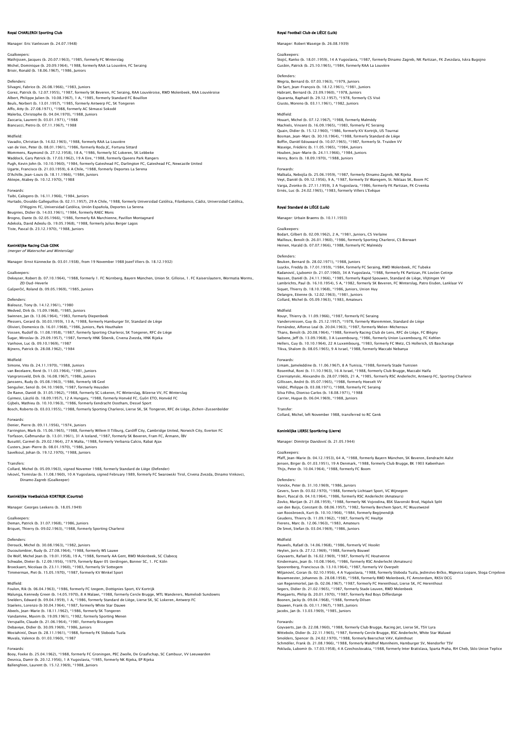### Royal CHARLEROI Sporting Club

Manager: Eric Vanlessen (b. 24.07.1948)

Goalkeepers:
Mathijssen, Jacques (b. 20.07.1963), *1985, formerly FC Winterslag
Michel, Dominique (b. 20.09.1964), *1988, formerly RAA La Louvière, FC Seraing
Brioir, Ronald (b. 18.06.1967), *1986, Juniors

Defenders:
Silvagni, Fabrice (b. 26.08.1966), *1983, Juniors
Gorez, Patrick (b. 12.07.1955), *1987, formerly SK Beveren, FC Seraing, RAA Louviéroise, RWD Molenbeek, RAA Louviéroise
Albert, Philippe Julien (b. 10.08.1967), 1 A, *1985, formerly Standard FC Bouillon
Beuls, Norbert (b. 13.01.1957), *1985, formerly Antwerp FC, SK Tongeren
Affo, Atty (b. 27.08.1971), *1988, formerly AC Sèmassi Sokodé
Malerba, Christophe (b. 04.04.1970), *1988, Juniors
Zaccaria, Laurent (b. 03.01.1971), *1988
Biancucci, Pietro (b. 07.11.1967), *1988

Midfield:
Vavadio, Christian (b. 14.02.1965), *1988, formerly RAA La Louvière
van de Ven, Peter (b. 08.01.1961), *1986, formerly Roda JC, Fortuna Sittard
Mommens, Raymond (b. 27.12.1958), 18 A, *1986, formerly SC Lokeren, SK Lebbeke
Waddock, Gary Patrick (b. 17.03.1962), 19 A Eire, *1988, formerly Queens Park Rangers
Pugh, Kevin John (b. 10.10.1960), *1984, formerly Gateshead FC, Darlington FC, Gateshead FC, Newcastle United
Ugarte, Francisco (b. 21.03.1959), 6 A Chile, *1988, formerly Deportes La Serena
D'Achille, Jean-Louis (b. 18.11.1966), *1984, Juniors
Aktepe, Atabey (b. 10.12.1970), *1988

Forwards:
Taibi, Calogero (b. 16.11.1966), *1984, Juniors
Hurtado, Osvaldo Galleguillos (b. 02.11.1957), 29 A Chile, *1988, formerly Universidad Católica, Filanbanco, Cádiz, Universidad Católica, O'Higgins FC, Universidad Católica, Unión Española, Deportes La Serena
Beugnies, Didier (b. 14.03.1961), *1984, formerly RAEC Mons
Brogno, Dante (b. 02.05.1966), *1986, formerly RA Marchienne, Pavillon Montagnard
Adekola, David Adeolu (b. 19.05.1968), *1988, formerly Julius Berger Lagos
Tiste, Pascal (b. 23.12.1970), *1988, Juniors

### Koninklijke Racing Club GENK

*(merger of Waterschei and Winterslag)*

Manager: Ernst Künnecke (b. 03.01.1938), from 19 November 1988 Jozef Vliers (b. 18.12.1932)

Goalkeepers:
Dekeyser, Robert (b. 07.10.1964), *1988, formerly 1. FC Nürnberg, Bayern München, Union St. Gilloise, 1. FC Kaiserslautern, Wormatia Worms, ZD Oud-Heverle
Gašperčić, Roland (b. 09.05.1969), *1985, Juniors

Defenders:
Bialousz, Tony (b. 14.12.1961), *1980
Medved, Dirk (b. 15.09.1968), *1985, Juniors
Swinnen, Jan (b. 13.06.1964), *1983, formerly Diepenbeek
Plessers, Gerard (b. 30.03.1959), 13 A, *1988, formerly Hamburger SV, Standard de Liège
Olivieri, Domenico (b. 16.01.1968), *1986, Juniors, Park Houthalen
Vossen, Rudolf (b. 11.08.1958), *1987, formerly Sporting Charleroi, SK Tongeren, RFC de Liège
Šugar, Miroslav (b. 29.09.1957), *1987, formerly HNK Šibenik, Crvena Zvezda, HNK Rijeka
Vanhove, Luc (b. 09.10.1969), *1987
Bijnens, Patrick (b. 28.08.1962), *1984

Midfield:
Simone, Vito (b. 24.11.1970), *1988, Juniors
van Becelaere, René (b. 11.03.1964), *1981, Juniors
Vangronsveld, Dirk (b. 16.08.1967), *1986, Juniors
Janssens, Rudy (b. 05.08.1963), *1986, formerly VB Geel
Sengulier, Senol (b. 04.10.1969), *1987, formerly Heusden
De Raeve, Daniël (b. 31.05.1962), *1988, formerly SC Lokeren, FC Winterslag, Bilzerse VV, FC Winterslag
Gyimesi, László (b. 18.09.1957), 12 A Hungary, *1988, formerly Honvéd FC, Győri ETO, Honvéd FC
Gijbels, Mathieu (b. 10.10.1963), *1986, formerly Eendracht Oostham, Dessel Sport
Bosch, Roberto (b. 03.03.1955), *1988, formerly Sporting Charleroi, Lierse SK, SK Tongeren, RFC de Liège, Zichen-Zussenbolder

Forwards:
Denier, Pierre (b. 09.11.1956), *1974, Juniors
Farrington, Mark (b. 15.06.1965), *1988, formerly Willem II Tilburg, Cardiff City, Cambridge United, Norwich City, Everton FC
Torfason, Geðmundur (b. 13.01.1961), 31 A Iceland, *1987, formerly SK Beveren, Fram FC, Ármann, ÍBV
Busuttil, Carmel (b. 29.02.1964), 27 A Malta, *1988, formerly Verbania Calcio, Rabat Ajax
Custers, Jean-Pierre (b. 08.01.1970), *1986, Juniors
Savelkoul, Johan (b. 19.12.1970), *1988, Juniors

Transfers:
Collard, Michel (b. 05.09.1963), signed Novemer 1988, formerly Standard de Liège (Defender)
Ivković, Tomislav (b. 11.08.1960), 10 A Yugoslavia, signed February 1989, formerly FC Swarowski Tirol, Crvena Zvezda, Dinamo Vinkovci, Dinamo Zagreb (Goalkeeper)

### Koninklijke Voetbalclub KORTRIJK (Courtrai)

Manager: Georges Leekens (b. 18.05.1949)

Goalkeepers:
Deman, Patrick (b. 31.07.1968), *1986, Juniors
Briquet, Thierry (b. 09.02.1963), *1988, formerly Sporting Charleroi

Defenders:
Derouck, Michel (b. 30.08.1963), *1982, Juniors
Ducoulombier, Rudy (b. 27.08.1964), *1988, formerly WS Lauwe
De Wolf, Michel Jean (b. 19.01.1958), 19 A, *1988, formerly AA Gent, RWD Molenbeek, SC Clabecq
Schwabe, Dieter (b. 12.09.1956), *1979, formerly Bayer 05 Uerdingen, Bonner SC, 1. FC Köln
Broeckaert, Nicolaas (b. 23.11.1960), *1983, formerly SV Sottegem
Timmerman, Piet (b. 15.05.1970), *1987, formerly KV Winkel Sport

Midfield:
Foulon, Rik (b. 06.04.1963), *1986, formerly FC Izegem, Dottignies Sport, KV Kortrijk
Malunga, Kennedy Green (b. 14.05.1970), 8 A Malawi, *1988, formerly Cercle Brugge, MTL Wanderers, Mamelodi Sundowns
Snelders, Edward (b. 09.04.1959), 1 A, *1986, formerly Standard de Liège, Lierse SK, SC Lokeren, Antwerp FC
Staelens, Lorenzo (b 30.04.1964), *1987, formerly White Star Dauwe
Abeels, Jean-Marie (b. 18.11.1962), *1986, formerly SK Tongeren
Vandamme, Maxim (b. 19.09.1961), *1982, formerly Sporting Menen
Verspaille, Claude (b. 21.06.1964), *1981, formerly Bissegem
Debaveye, Didier (b. 30.09.1969), *1986, Juniors
Mostahinić, Dean (b. 28.11.1961), *1988, formerly FK Sloboda Tuzla
Muvala, Valence (b. 01.03.1960), *1987

Forwards:
Booy, Foeke (b. 25.04.1962), *1988, formerly FC Groningen, PEC Zwolle, De Graafschap, SC Cambuur, VV Leeuwarden
Desnica, Damir (b. 20.12.1956), 1 A Yugoslavia, *1985, formerly NK Rijeka, EP Rijeka
Ballenghien, Laurent (b. 15.12.1969), *1988, Juniors

### Royal Football Club de LIÈGE (Luik)

Manager: Robert Waseige (b. 26.08.1939)

Goalkeepers:
Stojić, Ranko (b. 18.01.1959), 14 A Yugoslavia, *1987, formerly Dinamo Zagreb, NK Partizan, FK Zvezdara, Iskra Bugojno
Gusbin, Patrick (b. 25.10.1965), *1984, formerly RAA La Louvière

Defenders:
Wegria, Bernard (b. 07.03.1963), *1979, Juniors
De Sart, Jean-François (b. 18.12.1961), *1981, Juniors
Habrant, Bernard (b. 23.09.1960), *1978, Juniors
Quaranta, Raphaël (b. 29.12.1957), *1978, formerly CS Visé
Giusto, Moreno (b. 03.11.1961), *1982, Juniors

Midfield:
Houart, Michel (b. 07.12.1967), *1988, formerly Malmédy
Machiels, Vincent (b. 16.09.1965), *1983, formerly FC Seraing
Quain, Didier (b. 15.12.1960), *1986, formerly KV Kortrijk, US Tournai
Bosman, Jean-Marc (b. 30.10.1964), *1988, formerly Standard de Liège
Boffin, Daniël Edouward (b. 10.07.1965), *1987, formerly St. Truiden VV
Waseige, Frédéric (b. 11.05.1965), *1984, Juniors
Houben, Jean-Marie (b. 24.11.1966), *1984, Juniors
Henry, Boris (b. 18.09.1970), *1988, Juniors

Forwards:
Malbaša, Nebojša (b. 25.06.1959), *1987, formerly Dinamo Zagreb, NK Rijeka
Veyt, Daniël (b. 09.12.1956), 9 A, *1987, formerly SV Waregem, St. Niklaas SK, Boom FC
Varga, Zvonko (b. 27.11.1959), 3 A Yugoslavia, *1986, formerly FK Partizan, FK Crvenka
Ernès, Luc (b. 24.02.1965), *1983, formerly Villers L'Evêque

### Royal Standard de LIÈGE (Luik)

Manager: Urbain Braems (b. 10.11.1933)

Goalkeepers:
Bodart, Gilbert (b. 02.09.1962), 2 A, *1981, Juniors, CS Verlaine
Mailleux, Benoît (b. 26.01.1960), *1986, formerly Sporting Charleroi, CS Bierwart
Heinen, Harald (b. 07.07.1966), *1988, formerly FC Malmédy

Defenders:
Beuken, Bernard (b. 28.02.1971), *1988, Juniors
Luyckx, Freddy (b. 17.01.1959), *1984, formerly FC Seraing, RWD Molenbeek, FC Tubeke
Radanović, Ljubomir (b. 21.07.1960), 34 A Yugoslavia, *1988, formerly FK Partizan, FK Lovćen Cetinje
Nassen, Daniël (b. 24.11.1966), *1985, formerly Rapid Spouwen, Standard de Liège, Vlijtingen VV
Lambrichts, Paul (b. 16.10.1954), 5 A, *1982, formerly SK Beveren, FC Winterslag, Patro Eisden, Lanklaar VV
Siquet, Thierry (b. 18.10.1968), *1986, Juniors, Union Huy
Delangre, Etienne (b. 12.02.1963), *1981, Juniors
Collard, Michel (b. 05.09.1963), *1983, Amateurs

Midfield:
Rouyr, Thierry (b. 11.09.1966), *1987, formerly FC Seraing
Vandersmissen, Guy (b. 25.12.1957), *1978, formerly Waremmien, Standard de Liège
Fernández, Alfonso Leal (b. 20.04.1963), *1987, formerly Melen-Micheroux
Thans, Benoît (b. 20.08.1964), *1988, formerly Racing Club de Lens, RFC de Liège, FC Blégny
Saibene, Jeff (b. 13.09.1968), 3 A Luxembourg, *1986, formerly Union Luxembourg, FC Kehlen
Hellers, Guy (b. 10.10.1964), 22 A Luxembourg, *1983, formerly FC Metz, CS Hollerich, US Bascharage
Tikva, Shalom (b. 08.05.1965), 9 A Israel, *1988, formerly Maccabi Nebanya

Forwards:
Limam, Jameleddine (b. 11.06.1967), 8 A Tunisia, *1988, formerly Stade Tunisien
Rosenthal, Roni (b. 11.10.1963), 16 A Israel, *1988, formerly Club Brugge, Maccabi Haifa
Czerniatynski, Alexandre (b. 28.07.1960), 21 A, *1985, formerly RSC Anderlecht, Antwerp FC, Sporting Charleroi
Gillissen, André (b. 05.07.1965), *1988, formerly Hoeselt VV
Veldić, Philippe (b. 03.08.1971), *1988, formerly FC Seraing
Silva Filho, Dioniso Carlos (b. 18.08.1971), *1988
Carrier, Hugue (b. 06.04.1969), *1988, Juniors

Transfer:
Collard, Michel, left November 1988, transferred to RC Genk

### Koninklijke LIERSE Sportkring (Lierre)

Manager: Dimitrije Davidović (b. 21.05.1944)

Goalkeepers:
Pfaff, Jean-Marie (b. 04.12.1953), 64 A, *1988, formerly Bayern München, SK Beveren, Eendracht Aalst
Jensen, Birger (b. 01.03.1951), 19 A Denmark, *1988, formerly Club Brugge, BK 1903 København
Thijs, Peter (b. 10.04.1964), *1988, formerly FC Boom

Defenders:
Vonckx, Peter (b. 31.10.1969), *1986, Juniors
Gevers, Sven (b. 03.02.1970), *1988, formerly Lichtaart Sport, VC Wijnegem
Bovri, Pascal (b. 04.10.1964), *1986, formerly RSC Anderlecht (Amateurs)
Zovko, Marijan (b. 21.08.1959), *1988, formerly NK Vojvodina, BSK Slavonski Brod, Hajduk Split
van den Buijs, Constant (b. 08.06.1957), *1982, formerly Berchem Sport, FC Wuustwezel
van Roosbroeck, Kurt (b. 10.10.1966), *1984, formerly Begijnendijk
Geudens, Thierry (b. 11.09.1962), *1987, formerly FC Heultje
Fierens, Marc (b. 12.06.1963), *1983, Amateurs
De Smet, Stefan (b. 03.04.1969), *1986, Juniors

Midfield:
Pauwels, Rafaël (b. 14.06.1968), *1986, formerly VC Hooikt
Heylen, Joris (b. 27.12.1969), *1988, formerly Bouwel
Goyvaerts, Rafael (b. 16.02.1969), *1987, formerly FC Houtvenne
Kindermans, Jean (b. 10.08.1964), *1986, formerly RSC Anderlecht (Amateurs)
Spoorenberg, Franciscus (b. 13.10.1964), *1987, formerly VV Overpelt
Miljanović, Goran (b. 02.10.1956), 4 A Yugoslavia, *1988, formerly Sloboda Tuzla, Jedinstvo Brčko, Majevica Lopare, Sloga Crnjelovo
Bouwmeester, Johannes (b. 28.08.1958), *1988, formerly RWD Molenbeek, FC Amsterdam, RKSV DCG
van Regenmortel, Jan (b. 02.06.1967), *1987, formerly FC Herenthout, Lierse SK, FC Herenthout
Segers, Didier (b. 21.02.1965), *1987, formerly Stade Leuven, RWD Molenbeek
Ploegaerts, Philip (b. 20.01.1970), *1987, formerly Red Boys Differdange
Boonen, Jacky (b. 09.04.1968), *1988, formerly Dilsen
Dauwen, Frank (b. 03.11.1967), *1985, Juniors
Jacobs, Jan (b. 13.03.1969), *1985, Juniors

Forwards:
Goyvaerts, Jan (b. 22.08.1960), *1988, formerly Club Brugge, Racing Jet, Lierse SK, TSV Lyra
Wittebole, Didier (b. 22.11.1965), *1987, formerly Cercle Brugge, RSC Anderlecht, White Star Waluwé
Smolders, Spencer (b. 24.02.1970), *1988, formerly Beerschot VAV, Kalmthout
Schmöller, Frank (b. 21.08.1966), *1988, formerly Waldhof Mannheim, Hamburger SV, Niendorfer TSV
Pokluda, Lubomír (b. 17.03.1958), 4 A Czechoslovakia, *1988, formerly Inter Bratislava, Sparta Praha, RH Cheb, Sklo Union Teplice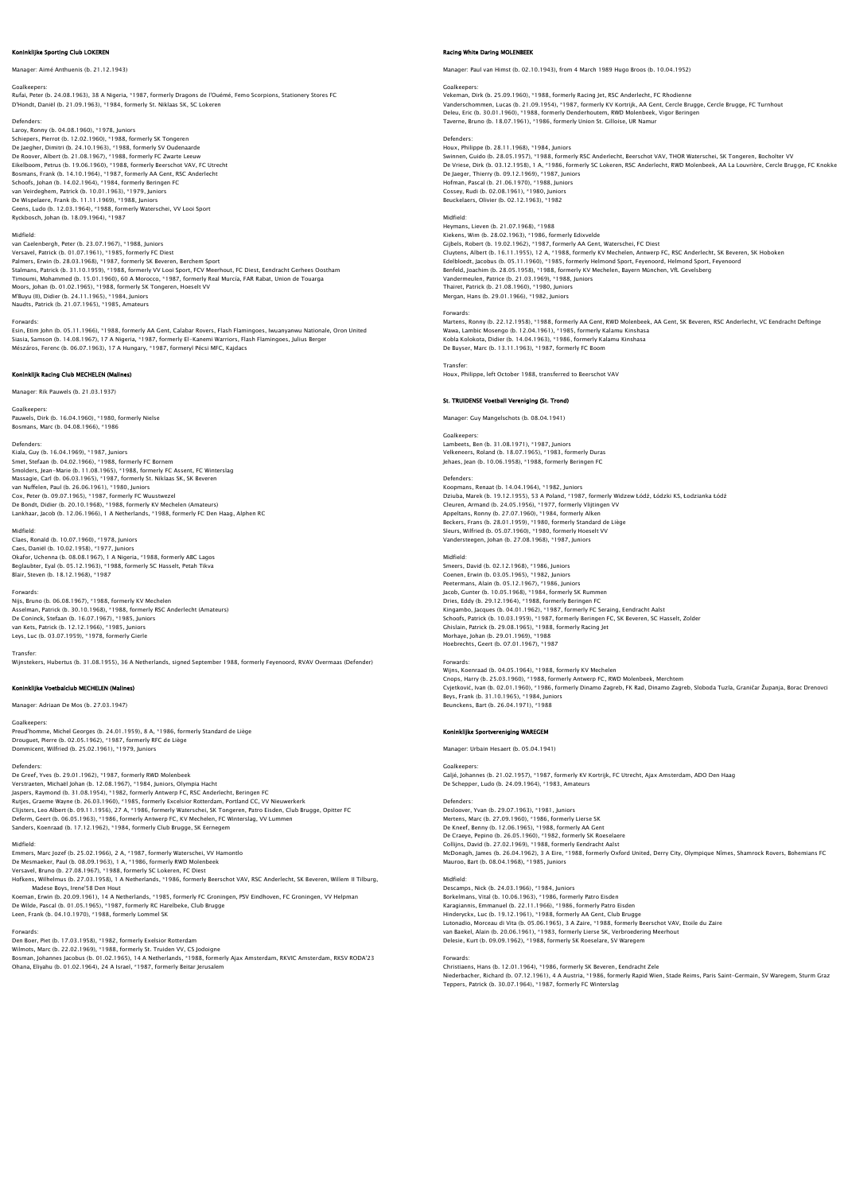## Koninklijke Sporting Club LOKEREN

Manager: Aimé Anthuenis (b. 21.12.1943)

Goalkeepers:
Rufai, Peter (b. 24.08.1963), 38 A Nigeria, *1987, formerly Dragons de l'Ouémé, Femo Scorpions, Stationery Stores FC
D'Hondt, Daniël (b. 21.09.1963), *1984, formerly St. Niklaas SK, SC Lokeren

Defenders:
Laroy, Ronny (b. 04.08.1960), *1978, Juniors
Schiepers, Pierrot (b. 12.02.1960), *1988, formerly SK Tongeren
De Jaegher, Dimitri (b. 24.10.1963), *1988, formerly SV Oudenaarde
De Roover, Albert (b. 21.08.1967), *1988, formerly FC Zwarte Leeuw
Eikelboom, Petrus (b. 19.06.1960), *1988, formerly Beerschot VAV, FC Utrecht
Bosmans, Frank (b. 14.10.1964), *1987, formerly AA Gent, RSC Anderlecht
Schoofs, Johan (b. 14.02.1964), *1984, formerly Beringen FC
van Veirdeghem, Patrick (b. 10.01.1963), *1979, Juniors
De Wispelaere, Frank (b. 11.11.1969), *1988, Juniors
Geens, Ludo (b. 12.03.1964), *1988, formerly Waterschei, VV Looi Sport
Ryckbosch, Johan (b. 18.09.1964), *1987

Midfield:
van Caelenbergh, Peter (b. 23.07.1967), *1988, Juniors
Versavel, Patrick (b. 01.07.1961), *1985, formerly FC Diest
Palmers, Erwin (b. 28.03.1968), *1987, formerly SK Beveren, Berchem Sport
Stalmans, Patrick (b. 31.10.1959), *1988, formerly VV Looi Sport, FCV Meerhout, FC Diest, Eendracht Gerhees Oostham
Timoumi, Mohammed (b. 15.01.1960), 60 A Morocco, *1987, formerly Real Murcia, FAR Rabat, Union de Touarga
Moors, Johan (b. 01.02.1965), *1988, formerly SK Tongeren, Hoeselt VV
M'Buyu (II), Didier (b. 24.11.1965), *1984, Juniors
Naudts, Patrick (b. 21.07.1965), *1985, Amateurs

Forwards:
Esin, Etim John (b. 05.11.1966), *1988, formerly AA Gent, Calabar Rovers, Flash Flamingoes, Iwuanyanwu Nationale, Oron United
Siasia, Samson (b. 14.08.1967), 17 A Nigeria, *1987, formerly El-Kanemi Warriors, Flash Flamingoes, Julius Berger
Mészáros, Ferenc (b. 06.07.1963), 17 A Hungary, *1987, formerlyl Pécsi MFC, Kajdacs

## Koninklijk Racing Club MECHELEN (Malines)

Manager: Rik Pauwels (b. 21.03.1937)

Goalkeepers:
Pauwels, Dirk (b. 16.04.1960), *1980, formerly Nielse
Bosmans, Marc (b. 04.08.1966), *1986

Defenders:
Kiala, Guy (b. 16.04.1969), *1987, Juniors
Smet, Stefaan (b. 04.02.1966), *1988, formerly FC Bornem
Smolders, Jean-Marie (b. 11.08.1965), *1988, formerly FC Assent, FC Winterslag
Massagie, Carl (b. 06.03.1965), *1987, formerly St. Niklaas SK, SK Beveren
van Nuffelen, Paul (b. 26.06.1961), *1980, Juniors
Cox, Peter (b. 09.07.1965), *1987, formerly FC Wuustwezel
De Bondt, Didier (b. 20.10.1968), *1988, formerly KV Mechelen (Amateurs)
Lankhaar, Jacob (b. 12.06.1966), 1 A Netherlands, *1988, formerly FC Den Haag, Alphen RC

Midfield:
Claes, Ronald (b. 10.07.1960), *1978, Juniors
Caes, Daniël (b. 10.02.1958), *1977, Juniors
Okafor, Uchenna (b. 08.08.1967), 1 A Nigeria, *1988, formerly ABC Lagos
Beglaubter, Eyal (b. 05.12.1963), *1988, formerly SC Hasselt, Petah Tikva
Blair, Steven (b. 18.12.1968), *1987

Forwards:
Nijs, Bruno (b. 06.08.1967), *1988, formerly KV Mechelen
Asselman, Patrick (b. 30.10.1968), *1988, formerly RSC Anderlecht (Amateurs)
De Coninck, Stefaan (b. 16.07.1967), *1985, Juniors
van Kets, Patrick (b. 12.12.1966), *1985, Juniors
Leys, Luc (b. 03.07.1959), *1978, formerly Gierle

Transfer:
Wijnstekers, Hubertus (b. 31.08.1955), 36 A Netherlands, signed September 1988, formerly Feyenoord, RVAV Overmaas (Defender)

## Koninklijke Voetbalclub MECHELEN (Malines)

Manager: Adriaan De Mos (b. 27.03.1947)

Goalkeepers:
Preud'homme, Michel Georges (b. 24.01.1959), 8 A, *1986, formerly Standard de Liège
Drouguet, Pierre (b. 02.05.1962), *1987, formerly RFC de Liège
Dommicent, Wilfried (b. 25.02.1961), *1979, Juniors

Defenders:
De Greef, Yves (b. 29.01.1962), *1987, formerly RWD Molenbeek
Verstraeten, Michaël Johan (b. 12.08.1967), *1984, Juniors, Olympia Hacht
Jaspers, Raymond (b. 31.08.1954), *1982, formerly Antwerp FC, RSC Anderlecht, Beringen FC
Rutjes, Graeme Wayne (b. 26.03.1960), *1985, formerly Excelsior Rotterdam, Portland CC, VV Nieuwerkerk
Clijsters, Leo Albert (b. 09.11.1956), 27 A, *1986, formerly Waterschei, SK Tongeren, Patro Eisden, Opitter FC
Deferm, Geert (b. 06.05.1963), *1986, formerly Antwerp FC, KV Mechelen, FC Winterslag, VV Lummen
Sanders, Koenraad (b. 17.12.1962), *1984, formerly Club Brugge, SK Eernegem

Midfield:
Emmers, Marc Jozef (b. 25.02.1966), 2 A, *1987, formerly Waterschei, VV Hamontlo
De Mesmaeker, Paul (b. 08.09.1963), 1 A, *1986, formerly RWD Molenbeek
Versavel, Bruno (b. 27.08.1967), *1988, formerly SC Lokeren, FC Diest
Hofkens, Wilhelmus (b. 27.03.1958), 1 A Netherlands, *1986, formerly Beerschot VAV, RSC Anderlecht, SK Beveren, Willem II Tilburg, Madese Boys, Irene'58 Den Hout
Koeman, Erwin (b. 20.09.1961), 14 A Netherlands, *1985, formerly FC Groningen, PSV Eindhoven, FC Groningen, VV Helpman
De Wilde, Pascal (b. 01.05.1965), *1987, formerly RC Harelbeke, Club Brugge
Leen, Frank (b. 04.10.1970), *1988, formerly Lommel SK

Forwards:
Den Boer, Piet (b. 17.03.1958), *1982, formerly Exelsior Rotterdam
Wilmots, Marc (b. 22.02.1969), *1988, formerly St. Truiden VV, CS Jodoigne
Bosman, Johannes Jacobus (b. 01.02.1965), 14 A Netherlands, *1988, formerly Ajax Amsterdam, RKVIC Amsterdam, RKSV RODA'23
Ohana, Eliyahu (b. 01.02.1964), 24 A Israel, *1987, formerly Beitar Jerusalem

## Racing White Daring MOLENBEEK

Manager: Paul van Himst (b. 02.10.1943), from 4 March 1989 Hugo Broos (b. 10.04.1952)

Goalkeepers:
Vekeman, Dirk (b. 25.09.1960), *1988, formerly Racing Jet, RSC Anderlecht, FC Rhodienne
Vanderschommen, Lucas (b. 21.09.1954), *1987, formerly KV Kortrijk, AA Gent, Cercle Brugge, Cercle Brugge, FC Turnhout
Deleu, Eric (b. 30.01.1960), *1988, formerly Denderhoutem, RWD Molenbeek, Vigor Beringen
Taverne, Bruno (b. 18.07.1961), *1986, formerly Union St. Gilloise, UR Namur

Defenders:
Houx, Philippe (b. 28.11.1968), *1984, Juniors
Swinnen, Guido (b. 28.05.1957), *1988, formerly RSC Anderlecht, Beerschot VAV, THOR Waterschei, SK Tongeren, Bocholter VV
De Vriese, Dirk (b. 03.12.1958), 1 A, *1986, formerly SC Lokeren, RSC Anderlecht, RWD Molenbeek, AA La Louvrière, Cercle Brugge, FC Knokke
De Jaeger, Thierry (b. 09.12.1969), *1987, Juniors
Hofman, Pascal (b. 21.06.1970), *1988, Juniors
Cossey, Rudi (b. 02.08.1961), *1980, Juniors
Beuckelaers, Olivier (b. 02.12.1963), *1982

Midfield:
Heymans, Lieven (b. 21.07.1968), *1988
Kiekens, Wim (b. 28.02.1963), *1986, formerly Edixvelde
Gijbels, Robert (b. 19.02.1962), *1987, formerly AA Gent, Waterschei, FC Diest
Cluytens, Albert (b. 16.11.1955), 12 A, *1988, formerly KV Mechelen, Antwerp FC, RSC Anderlecht, SK Beveren, SK Hoboken
Edelbloedt, Jacobus (b. 05.11.1960), *1985, formerly Helmond Sport, Feyenoord, Helmond Sport, Feyenoord
Benfeld, Joachim (b. 28.05.1958), *1988, formerly KV Mechelen, Bayern München, VfL Gevelsberg
Vandermeulen, Patrice (b. 21.03.1969), *1988, Juniors
Thairet, Patrick (b. 21.08.1960), *1980, Juniors
Mergan, Hans (b. 29.01.1966), *1982, Juniors

Forwards:
Martens, Ronny (b. 22.12.1958), *1988, formerly AA Gent, RWD Molenbeek, AA Gent, SK Beveren, RSC Anderlecht, VC Eendracht Deftinge
Wawa, Lambic Mosengo (b. 12.04.1961), *1985, formerly Kalamu Kinshasa
Kobla Kolokota, Didier (b. 14.04.1963), *1986, formerly Kalamu Kinshasa
De Buyser, Marc (b. 13.11.1963), *1987, formerly FC Boom

Transfer:
Houx, Philippe, left October 1988, transferred to Beerschot VAV

## St. TRUIDENSE Voetbal Vereniging (St. Trond)

Manager: Guy Mangelschots (b. 08.04.1941)

Goalkeepers:
Lambeets, Ben (b. 31.08.1971), *1987, Juniors
Velkeneers, Roland (b. 18.07.1965), *1983, formerly Duras
Jehaes, Jean (b. 10.06.1958), *1988, formerly Beringen FC

Defenders:
Koopmans, Renaat (b. 14.04.1964), *1982, Juniors
Dziuba, Marek (b. 19.12.1955), 53 A Poland, *1987, formerly Widzew Łódź, Łódzki KS, Łodzianka Łódź
Cleuren, Armand (b. 24.05.1956), *1977, formerly Vlijtingen VV
Appeltans, Ronny (b. 27.07.1960), *1984, formerly Alken
Beckers, Frans (b. 28.01.1959), *1980, formerly Standard de Liège
Sleurs, Wilfried (b. 05.07.1960), *1980, formerly Hoeselt VV
Vandersteegen, Johan (b. 27.08.1968), *1987, Juniors

Midfield:
Smeers, David (b. 02.12.1968), *1986, Juniors
Coenen, Erwin (b. 03.05.1965), *1982, Juniors
Peetermans, Alain (b. 05.12.1967), *1986, Juniors
Jacob, Gunter (b. 10.05.1968), *1984, formerly SK Rummen
Dries, Eddy (b. 29.12.1964), *1988, formerly Beringen FC
Kingambo, Jacques (b. 04.01.1962), *1987, formerly FC Seraing, Eendracht Aalst
Schoofs, Patrick (b. 10.03.1959), *1987, formerly Beringen FC, SK Beveren, SC Hasselt, Zolder
Ghislain, Patrick (b. 29.08.1965), *1988, formerly Racing Jet
Morhaye, Johan (b. 29.01.1969), *1988
Hoebrechts, Geert (b. 07.01.1967), *1987

Forwards:
Wijns, Koenraad (b. 04.05.1964), *1988, formerly KV Mechelen
Cnops, Harry (b. 25.03.1960), *1988, formerly Antwerp FC, RWD Molenbeek, Merchtem
Cvjetković, Ivan (b. 02.01.1960), *1986, formerly Dinamo Zagreb, FK Rad, Dinamo Zagreb, Sloboda Tuzla, Graničar Županja, Borac Drenovci
Beys, Frank (b. 31.10.1965), *1984, Juniors
Beunckens, Bart (b. 26.04.1971), *1988

## Koninklijke Sportvereniging WAREGEM

Manager: Urbain Hesaert (b. 05.04.1941)

Goalkeepers:
Galjé, Johannes (b. 21.02.1957), *1987, formerly KV Kortrijk, FC Utrecht, Ajax Amsterdam, ADO Den Haag
De Schepper, Ludo (b. 24.09.1964), *1983, Amateurs

Defenders:
Desloover, Yvan (b. 29.07.1963), *1981, Juniors
Mertens, Marc (b. 27.09.1960), *1986, formerly Lierse SK
De Kneef, Benny (b. 12.06.1965), *1988, formerly AA Gent
De Craeye, Pepino (b. 26.05.1960), *1982, formerly SK Roeselaere
Collijns, David (b. 27.02.1969), *1988, formerly Eendracht Aalst
McDonagh, James (b. 26.04.1962), 3 A Eire, *1988, formerly Oxford United, Derry City, Olympique Nîmes, Shamrock Rovers, Bohemians FC
Mauroo, Bart (b. 08.04.1968), *1985, Juniors

Midfield:
Descamps, Nick (b. 24.03.1966), *1984, Juniors
Borkelmans, Vital (b. 10.06.1963), *1986, formerly Patro Eisden
Karagiannis, Emmanuel (b. 22.11.1966), *1986, formerly Patro Eisden
Hinderyckx, Luc (b. 19.12.1961), *1988, formerly AA Gent, Club Brugge
Lutonadio, Morceau di Vita (b. 05.06.1965), 3 A Zaire, *1988, formerly Beerschot VAV, Etoile du Zaire
van Baekel, Alain (b. 20.06.1961), *1983, formerly Lierse SK, Verbroedering Meerhout
Delesie, Kurt (b. 09.09.1962), *1988, formerly SK Roeselare, SV Waregem

Forwards:
Christiaens, Hans (b. 12.01.1964), *1986, formerly SK Beveren, Eendracht Zele
Niederbacher, Richard (b. 07.12.1961), 4 A Austria, *1986, formerly Rapid Wien, Stade Reims, Paris Saint-Germain, SV Waregem, Sturm Graz
Teppers, Patrick (b. 30.07.1964), *1987, formerly FC Winterslag